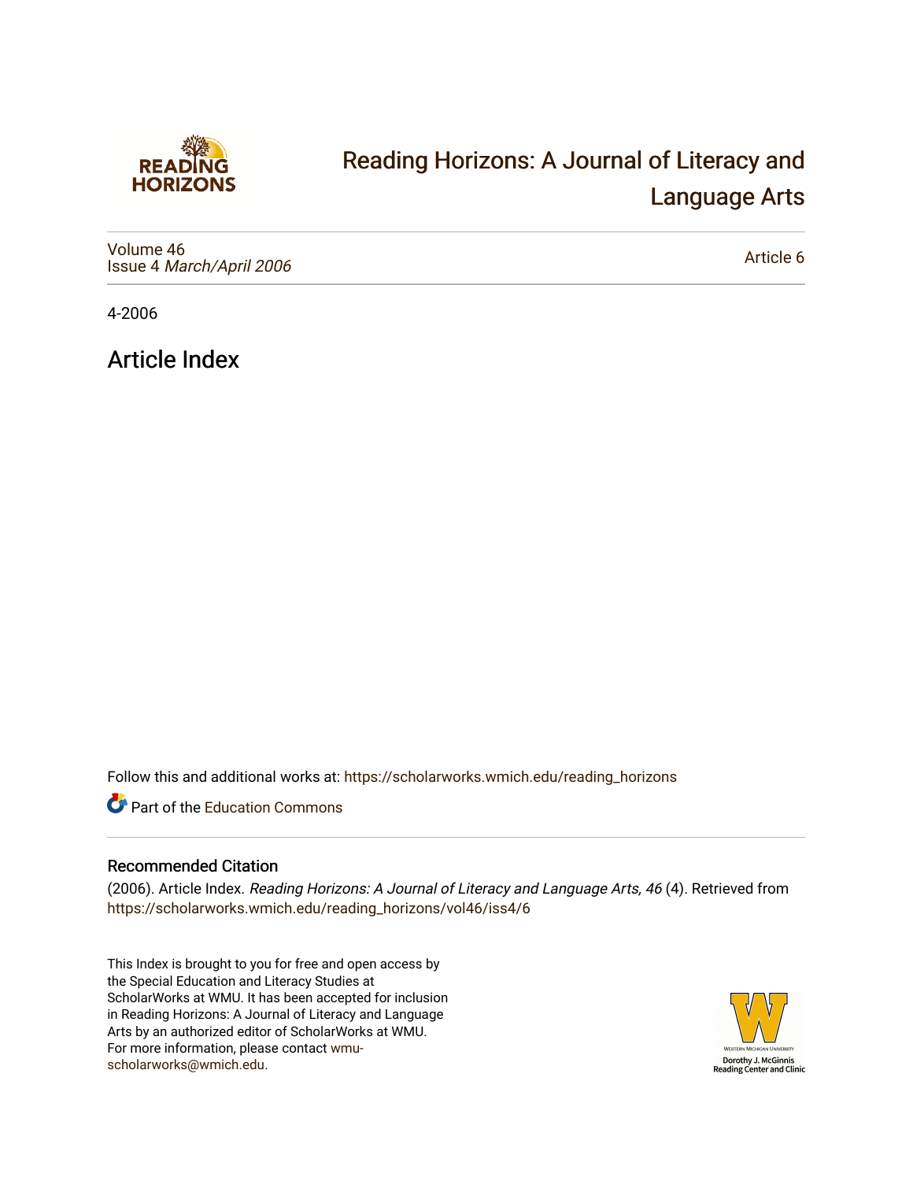# Reading Horizons: A Journal of Literacy and Language Arts

Volume 46
Issue 4 *March/April 2006*

Article 6

4-2006

## Article Index

Follow this and additional works at: https://scholarworks.wmich.edu/reading_horizons

Part of the Education Commons

### Recommended Citation

(2006). Article Index. *Reading Horizons: A Journal of Literacy and Language Arts, 46* (4). Retrieved from https://scholarworks.wmich.edu/reading_horizons/vol46/iss4/6

This Index is brought to you for free and open access by the Special Education and Literacy Studies at ScholarWorks at WMU. It has been accepted for inclusion in Reading Horizons: A Journal of Literacy and Language Arts by an authorized editor of ScholarWorks at WMU. For more information, please contact wmu-scholarworks@wmich.edu.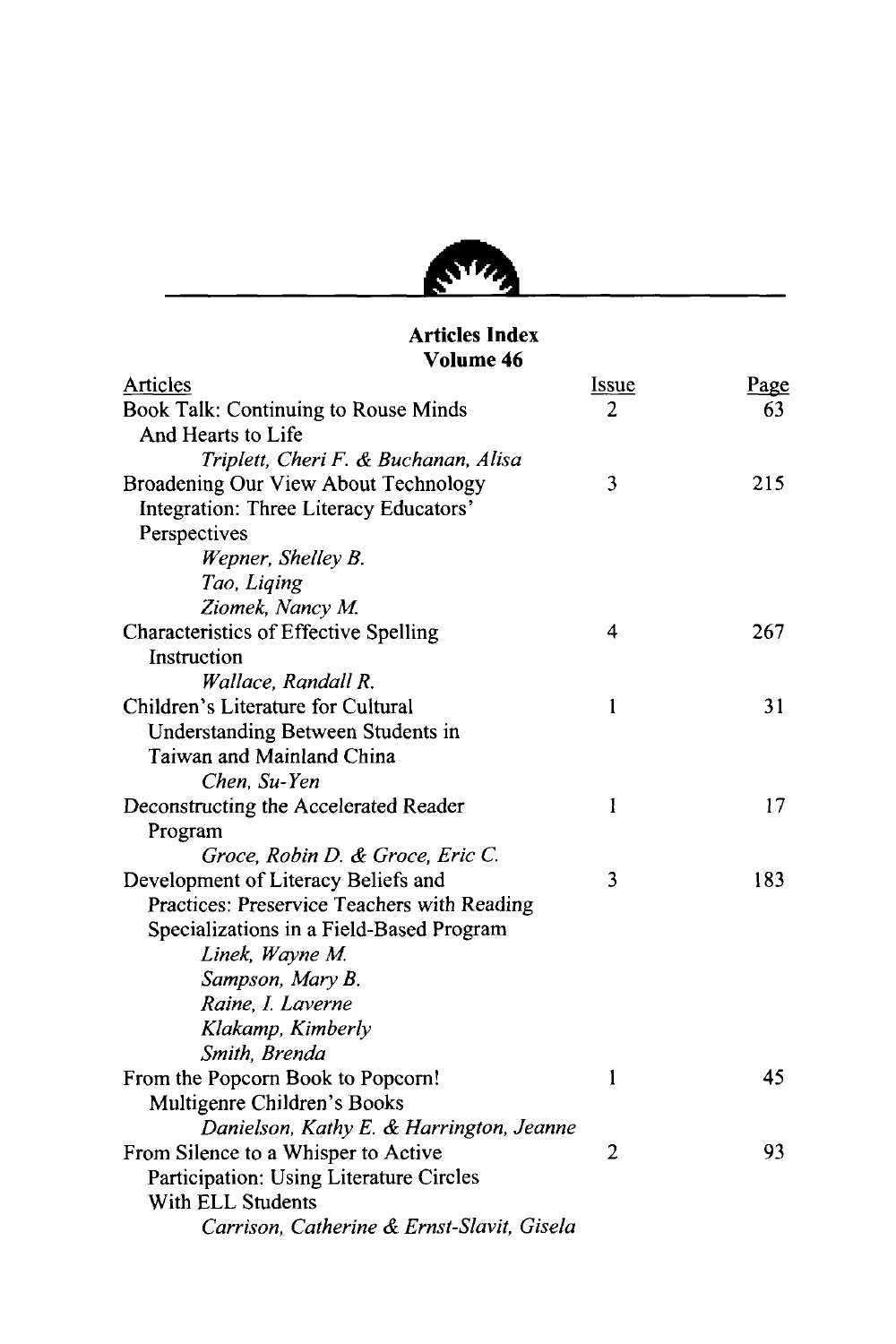## Articles Index
## Volume 46

| Articles | Issue | Page |
|---|---|---|
| Book Talk: Continuing to Rouse Minds And Hearts to Life<br>*Triplett, Cheri F. & Buchanan, Alisa* | 2 | 63 |
| Broadening Our View About Technology Integration: Three Literacy Educators' Perspectives<br>*Wepner, Shelley B.*<br>*Tao, Liqing*<br>*Ziomek, Nancy M.* | 3 | 215 |
| Characteristics of Effective Spelling Instruction<br>*Wallace, Randall R.* | 4 | 267 |
| Children's Literature for Cultural Understanding Between Students in Taiwan and Mainland China<br>*Chen, Su-Yen* | 1 | 31 |
| Deconstructing the Accelerated Reader Program<br>*Groce, Robin D. & Groce, Eric C.* | 1 | 17 |
| Development of Literacy Beliefs and Practices: Preservice Teachers with Reading Specializations in a Field-Based Program<br>*Linek, Wayne M.*<br>*Sampson, Mary B.*<br>*Raine, I. Laverne*<br>*Klakamp, Kimberly*<br>*Smith, Brenda* | 3 | 183 |
| From the Popcorn Book to Popcorn! Multigenre Children's Books<br>*Danielson, Kathy E. & Harrington, Jeanne* | 1 | 45 |
| From Silence to a Whisper to Active Participation: Using Literature Circles With ELL Students<br>*Carrison, Catherine & Ernst-Slavit, Gisela* | 2 | 93 |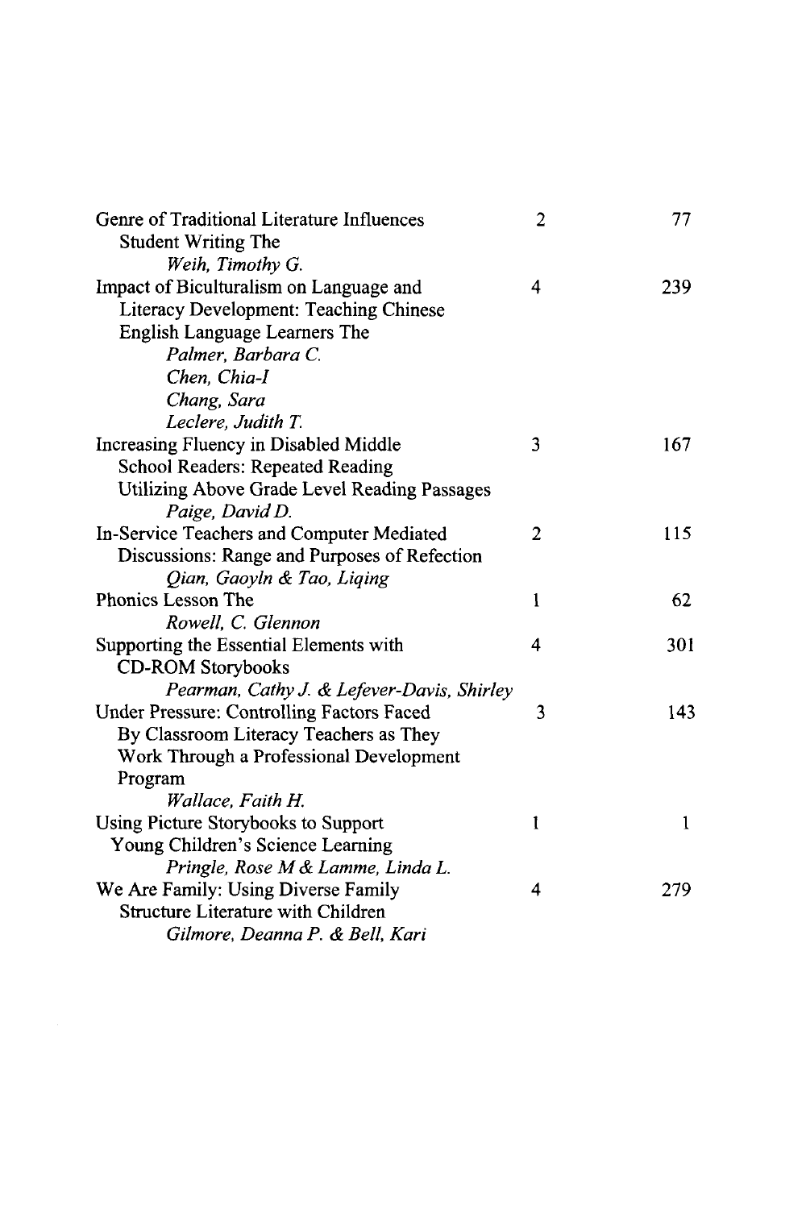| | | |
|---|---|---|
| Genre of Traditional Literature Influences Student Writing The<br>*Weih, Timothy G.* | 2 | 77 |
| Impact of Biculturalism on Language and Literacy Development: Teaching Chinese English Language Learners The<br>*Palmer, Barbara C.*<br>*Chen, Chia-I*<br>*Chang, Sara*<br>*Leclere, Judith T.* | 4 | 239 |
| Increasing Fluency in Disabled Middle School Readers: Repeated Reading Utilizing Above Grade Level Reading Passages<br>*Paige, David D.* | 3 | 167 |
| In-Service Teachers and Computer Mediated Discussions: Range and Purposes of Refection<br>*Qian, Gaoyln & Tao, Liqing* | 2 | 115 |
| Phonics Lesson The<br>*Rowell, C. Glennon* | 1 | 62 |
| Supporting the Essential Elements with CD-ROM Storybooks<br>*Pearman, Cathy J. & Lefever-Davis, Shirley* | 4 | 301 |
| Under Pressure: Controlling Factors Faced By Classroom Literacy Teachers as They Work Through a Professional Development Program<br>*Wallace, Faith H.* | 3 | 143 |
| Using Picture Storybooks to Support Young Children's Science Learning<br>*Pringle, Rose M & Lamme, Linda L.* | 1 | 1 |
| We Are Family: Using Diverse Family Structure Literature with Children<br>*Gilmore, Deanna P. & Bell, Kari* | 4 | 279 |